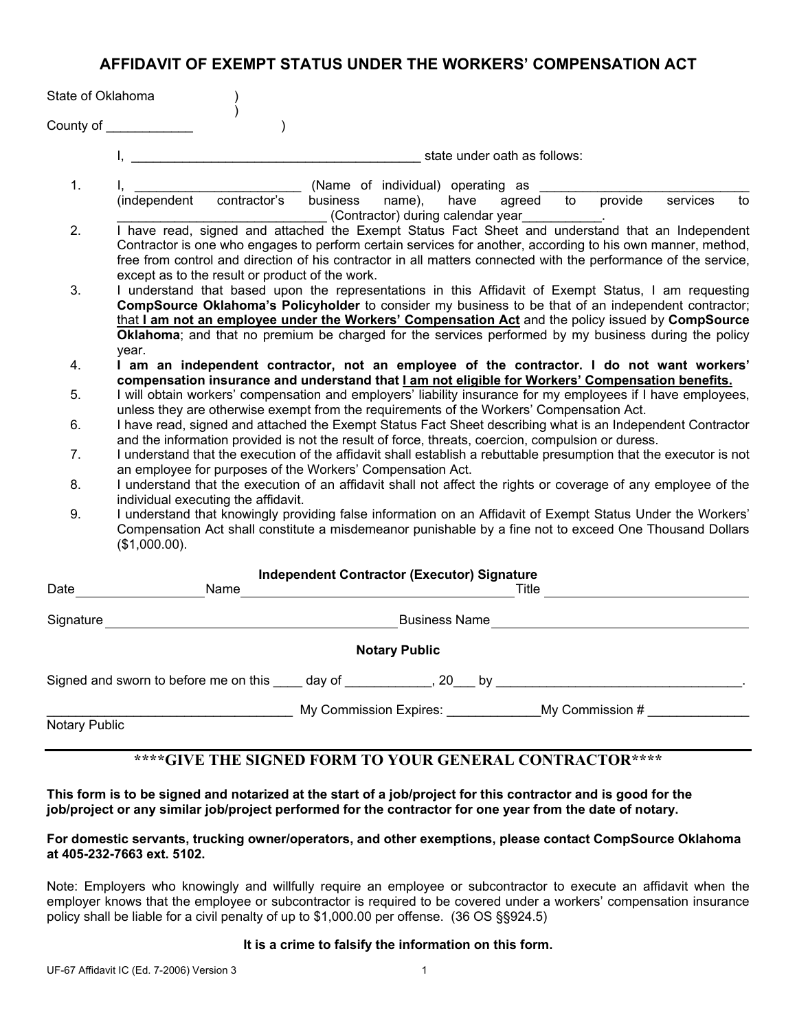# AFFIDAVIT OF EXEMPT STATUS UNDER THE WORKERS' COMPENSATION ACT

State of Oklahoma )
)
County of ____________ )

I, __________________________________________ state under oath as follows:

1. I, _______________________ (Name of individual) operating as _____________________________ (independent contractor's business name), have agreed to provide services to _____________________________ (Contractor) during calendar year___________.
2. I have read, signed and attached the Exempt Status Fact Sheet and understand that an Independent Contractor is one who engages to perform certain services for another, according to his own manner, method, free from control and direction of his contractor in all matters connected with the performance of the service, except as to the result or product of the work.
3. I understand that based upon the representations in this Affidavit of Exempt Status, I am requesting **CompSource Oklahoma's Policyholder** to consider my business to be that of an independent contractor; that **I am not an employee under the Workers' Compensation Act** and the policy issued by **CompSource Oklahoma**; and that no premium be charged for the services performed by my business during the policy year.
4. **I am an independent contractor, not an employee of the contractor. I do not want workers' compensation insurance and understand that I am not eligible for Workers' Compensation benefits.**
5. I will obtain workers' compensation and employers' liability insurance for my employees if I have employees, unless they are otherwise exempt from the requirements of the Workers' Compensation Act.
6. I have read, signed and attached the Exempt Status Fact Sheet describing what is an Independent Contractor and the information provided is not the result of force, threats, coercion, compulsion or duress.
7. I understand that the execution of the affidavit shall establish a rebuttable presumption that the executor is not an employee for purposes of the Workers' Compensation Act.
8. I understand that the execution of an affidavit shall not affect the rights or coverage of any employee of the individual executing the affidavit.
9. I understand that knowingly providing false information on an Affidavit of Exempt Status Under the Workers' Compensation Act shall constitute a misdemeanor punishable by a fine not to exceed One Thousand Dollars ($1,000.00).

**Independent Contractor (Executor) Signature**

Date_________________ Name________________________________________ Title ___________________________

Signature ________________________________________ Business Name ____________________________________

**Notary Public**

Signed and sworn to before me on this ____ day of ____________, 20___ by __________________________________.

__________________________________ My Commission Expires: _____________My Commission # ______________

Notary Public

---

**\*\*\*\*GIVE THE SIGNED FORM TO YOUR GENERAL CONTRACTOR\*\*\*\***

**This form is to be signed and notarized at the start of a job/project for this contractor and is good for the job/project or any similar job/project performed for the contractor for one year from the date of notary.**

**For domestic servants, trucking owner/operators, and other exemptions, please contact CompSource Oklahoma at 405-232-7663 ext. 5102.**

Note: Employers who knowingly and willfully require an employee or subcontractor to execute an affidavit when the employer knows that the employee or subcontractor is required to be covered under a workers' compensation insurance policy shall be liable for a civil penalty of up to $1,000.00 per offense. (36 OS §§924.5)

**It is a crime to falsify the information on this form.**

UF-67 Affidavit IC (Ed. 7-2006) Version 3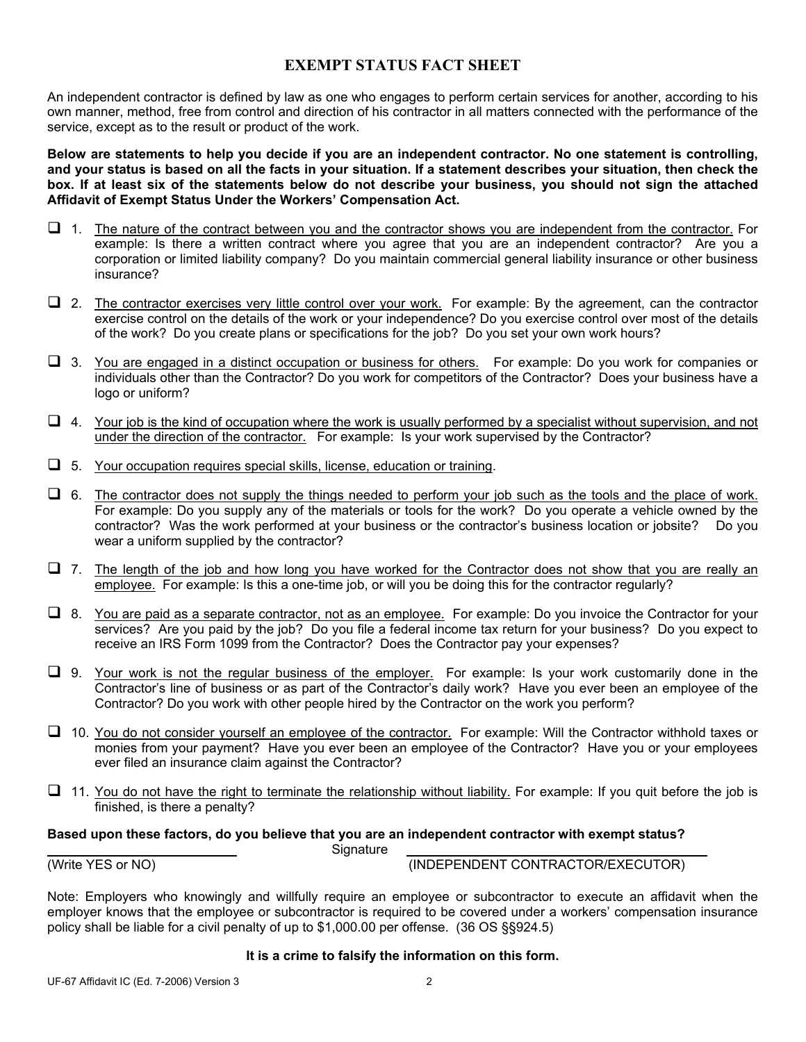## EXEMPT STATUS FACT SHEET

An independent contractor is defined by law as one who engages to perform certain services for another, according to his own manner, method, free from control and direction of his contractor in all matters connected with the performance of the service, except as to the result or product of the work.

**Below are statements to help you decide if you are an independent contractor. No one statement is controlling, and your status is based on all the facts in your situation. If a statement describes your situation, then check the box. If at least six of the statements below do not describe your business, you should not sign the attached Affidavit of Exempt Status Under the Workers' Compensation Act.**

- ☐ 1. <u>The nature of the contract between you and the contractor shows you are independent from the contractor.</u> For example: Is there a written contract where you agree that you are an independent contractor? Are you a corporation or limited liability company? Do you maintain commercial general liability insurance or other business insurance?
- ☐ 2. <u>The contractor exercises very little control over your work.</u> For example: By the agreement, can the contractor exercise control on the details of the work or your independence? Do you exercise control over most of the details of the work? Do you create plans or specifications for the job? Do you set your own work hours?
- ☐ 3. <u>You are engaged in a distinct occupation or business for others.</u> For example: Do you work for companies or individuals other than the Contractor? Do you work for competitors of the Contractor? Does your business have a logo or uniform?
- ☐ 4. <u>Your job is the kind of occupation where the work is usually performed by a specialist without supervision, and not under the direction of the contractor.</u> For example: Is your work supervised by the Contractor?
- ☐ 5. <u>Your occupation requires special skills, license, education or training</u>.
- ☐ 6. <u>The contractor does not supply the things needed to perform your job such as the tools and the place of work.</u> For example: Do you supply any of the materials or tools for the work? Do you operate a vehicle owned by the contractor? Was the work performed at your business or the contractor's business location or jobsite? Do you wear a uniform supplied by the contractor?
- ☐ 7. <u>The length of the job and how long you have worked for the Contractor does not show that you are really an employee.</u> For example: Is this a one-time job, or will you be doing this for the contractor regularly?
- ☐ 8. <u>You are paid as a separate contractor, not as an employee.</u> For example: Do you invoice the Contractor for your services? Are you paid by the job? Do you file a federal income tax return for your business? Do you expect to receive an IRS Form 1099 from the Contractor? Does the Contractor pay your expenses?
- ☐ 9. <u>Your work is not the regular business of the employer.</u> For example: Is your work customarily done in the Contractor's line of business or as part of the Contractor's daily work? Have you ever been an employee of the Contractor? Do you work with other people hired by the Contractor on the work you perform?
- ☐ 10. <u>You do not consider yourself an employee of the contractor.</u> For example: Will the Contractor withhold taxes or monies from your payment? Have you ever been an employee of the Contractor? Have you or your employees ever filed an insurance claim against the Contractor?
- ☐ 11. <u>You do not have the right to terminate the relationship without liability.</u> For example: If you quit before the job is finished, is there a penalty?

**Based upon these factors, do you believe that you are an independent contractor with exempt status?**

______________________________ Signature ______________________________________

(Write YES or NO) (INDEPENDENT CONTRACTOR/EXECUTOR)

Note: Employers who knowingly and willfully require an employee or subcontractor to execute an affidavit when the employer knows that the employee or subcontractor is required to be covered under a workers' compensation insurance policy shall be liable for a civil penalty of up to $1,000.00 per offense. (36 OS §§924.5)

**It is a crime to falsify the information on this form.**

UF-67 Affidavit IC (Ed. 7-2006) Version 3